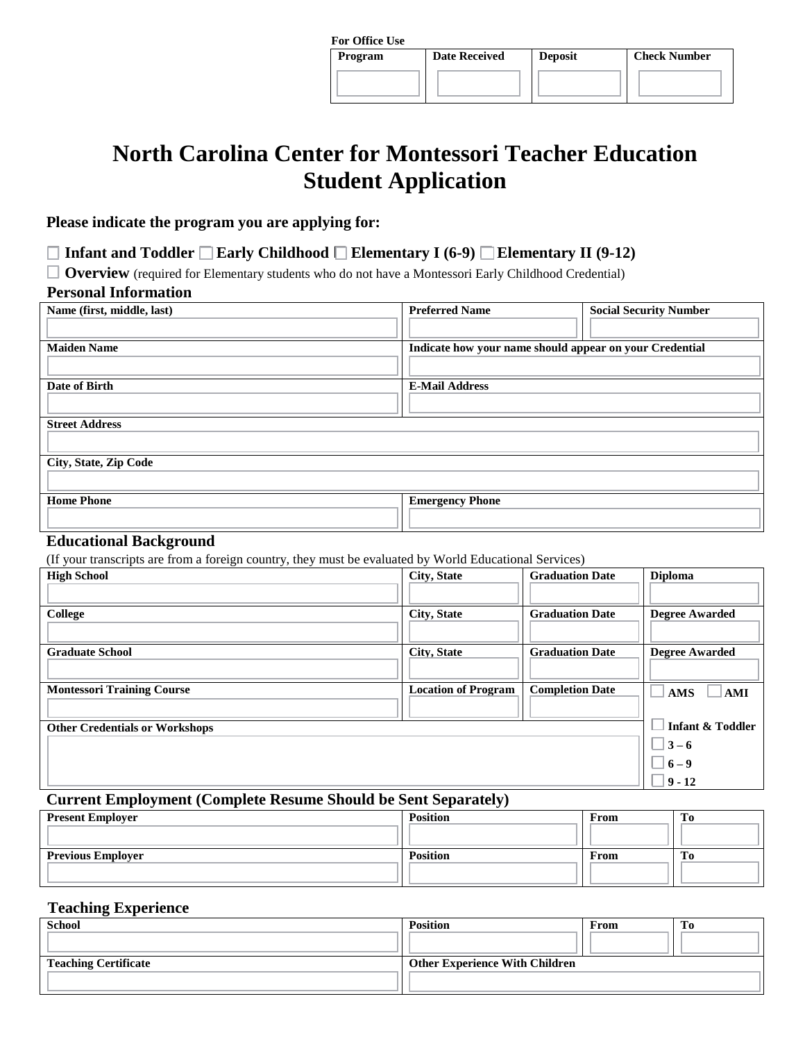**For Office Use**

| Program | Date Received | Deposit | Check Number |
|---|---|---|---|
| | | | |

# North Carolina Center for Montessori Teacher Education
# Student Application

**Please indicate the program you are applying for:**

☐ **Infant and Toddler** ☐ **Early Childhood** ☐ **Elementary I (6-9)** ☐ **Elementary II (9-12)**

☐ **Overview** (required for Elementary students who do not have a Montessori Early Childhood Credential)

## Personal Information

| Name (first, middle, last) | Preferred Name | Social Security Number |
|---|---|---|
| | | |

| Maiden Name | Indicate how your name should appear on your Credential |
|---|---|
| | |

| Date of Birth | E-Mail Address |
|---|---|
| | |

| Street Address |
|---|
| |

| City, State, Zip Code |
|---|
| |

| Home Phone | Emergency Phone |
|---|---|
| | |

## Educational Background

(If your transcripts are from a foreign country, they must be evaluated by World Educational Services)

| High School | City, State | Graduation Date | Diploma |
|---|---|---|---|
| | | | |
| **College** | **City, State** | **Graduation Date** | **Degree Awarded** |
| | | | |
| **Graduate School** | **City, State** | **Graduation Date** | **Degree Awarded** |
| | | | |
| **Montessori Training Course** | **Location of Program** | **Completion Date** | ☐ **AMS** ☐ **AMI** |
| | | | |
| **Other Credentials or Workshops** | | | ☐ **Infant & Toddler** ☐ **3 – 6** ☐ **6 – 9** ☐ **9 - 12** |

## Current Employment (Complete Resume Should be Sent Separately)

| Present Employer | Position | From | To |
|---|---|---|---|
| | | | |
| **Previous Employer** | **Position** | **From** | **To** |
| | | | |

## Teaching Experience

| School | Position | From | To |
|---|---|---|---|
| | | | |

| Teaching Certificate | Other Experience With Children |
|---|---|
| | |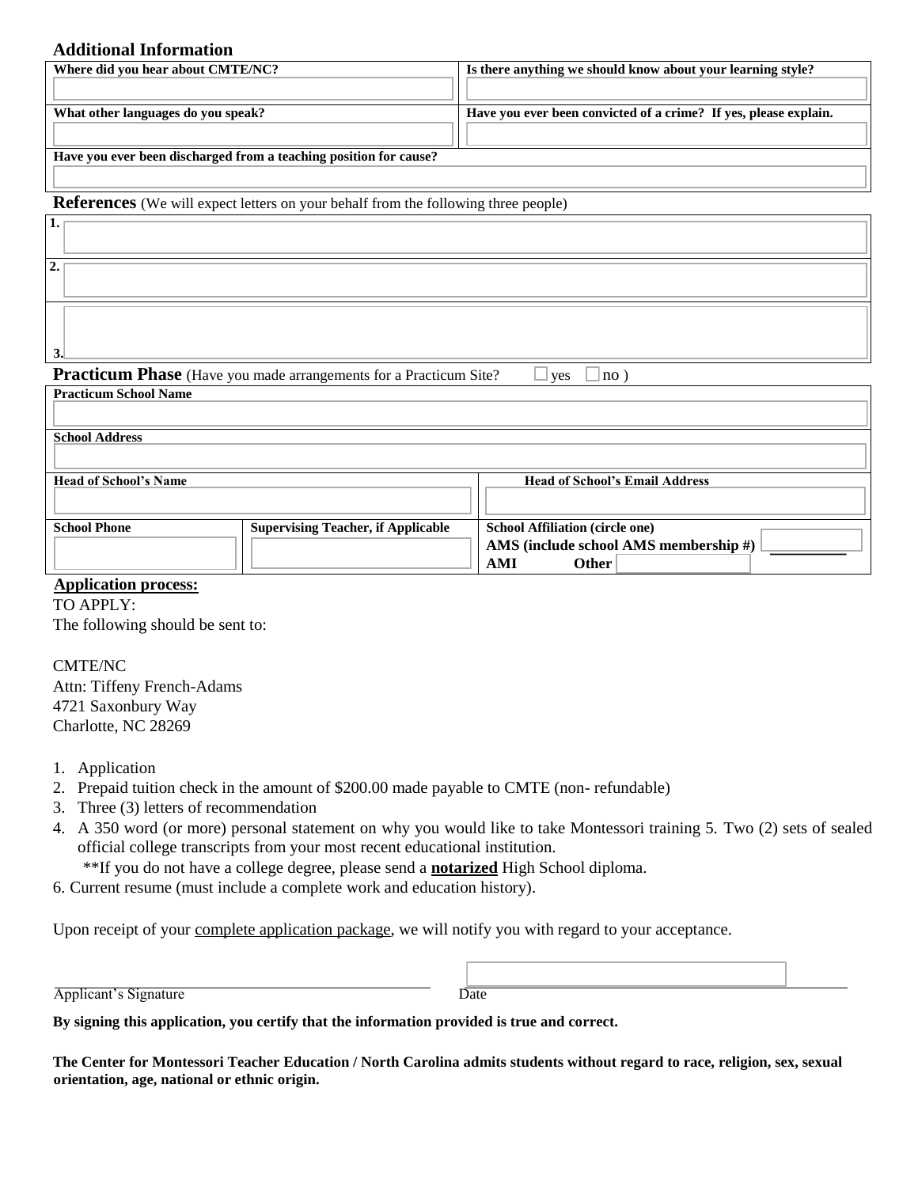## Additional Information

| | |
|---|---|
| **Where did you hear about CMTE/NC?** | **Is there anything we should know about your learning style?** |
| **What other languages do you speak?** | **Have you ever been convicted of a crime? If yes, please explain.** |
| **Have you ever been discharged from a teaching position for cause?** | |

## References (We will expect letters on your behalf from the following three people)

1.

2.

3.

## Practicum Phase (Have you made arrangements for a Practicum Site? ☐ yes ☐ no )

| | | |
|---|---|---|
| **Practicum School Name** | | |
| **School Address** | | |
| **Head of School's Name** | | **Head of School's Email Address** |
| **School Phone** | **Supervising Teacher, if Applicable** | **School Affiliation (circle one)**<br>**AMS (include school AMS membership #)**<br>**AMI** **Other** |

**Application process:**

TO APPLY:

The following should be sent to:

CMTE/NC
Attn: Tiffeny French-Adams
4721 Saxonbury Way
Charlotte, NC 28269

1. Application
2. Prepaid tuition check in the amount of $200.00 made payable to CMTE (non- refundable)
3. Three (3) letters of recommendation
4. A 350 word (or more) personal statement on why you would like to take Montessori training 5. Two (2) sets of sealed official college transcripts from your most recent educational institution.
   **If you do not have a college degree, please send a **notarized** High School diploma.
6. Current resume (must include a complete work and education history).

Upon receipt of your complete application package, we will notify you with regard to your acceptance.

Applicant's Signature                                        Date

**By signing this application, you certify that the information provided is true and correct.**

**The Center for Montessori Teacher Education / North Carolina admits students without regard to race, religion, sex, sexual orientation, age, national or ethnic origin.**